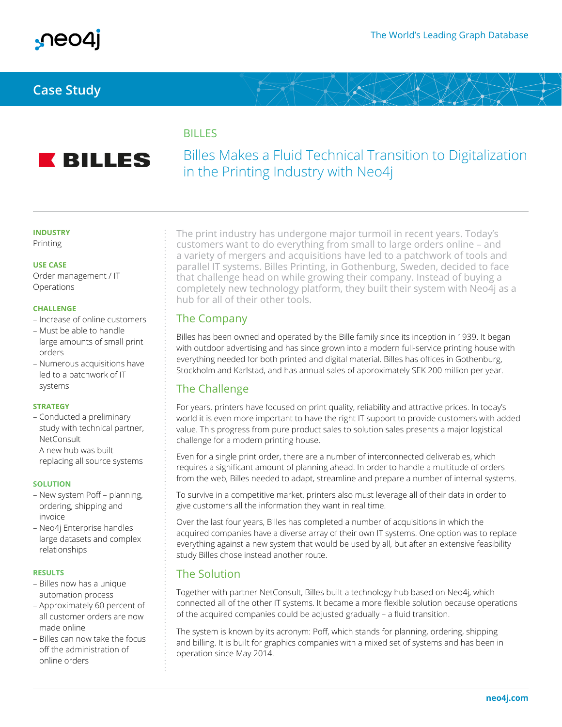# Case Study

BILLES

# Billes Makes a Fluid Technical Transition to Digitalization in the Printing Industry with Neo4j

**INDUSTRY**
Printing

**USE CASE**
Order management / IT Operations

**CHALLENGE**
- Increase of online customers
- Must be able to handle large amounts of small print orders
- Numerous acquisitions have led to a patchwork of IT systems

**STRATEGY**
- Conducted a preliminary study with technical partner, NetConsult
- A new hub was built replacing all source systems

**SOLUTION**
- New system Poff – planning, ordering, shipping and invoice
- Neo4j Enterprise handles large datasets and complex relationships

**RESULTS**
- Billes now has a unique automation process
- Approximately 60 percent of all customer orders are now made online
- Billes can now take the focus off the administration of online orders

The print industry has undergone major turmoil in recent years. Today's customers want to do everything from small to large orders online – and a variety of mergers and acquisitions have led to a patchwork of tools and parallel IT systems. Billes Printing, in Gothenburg, Sweden, decided to face that challenge head on while growing their company. Instead of buying a completely new technology platform, they built their system with Neo4j as a hub for all of their other tools.

## The Company

Billes has been owned and operated by the Bille family since its inception in 1939. It began with outdoor advertising and has since grown into a modern full-service printing house with everything needed for both printed and digital material. Billes has offices in Gothenburg, Stockholm and Karlstad, and has annual sales of approximately SEK 200 million per year.

## The Challenge

For years, printers have focused on print quality, reliability and attractive prices. In today's world it is even more important to have the right IT support to provide customers with added value. This progress from pure product sales to solution sales presents a major logistical challenge for a modern printing house.

Even for a single print order, there are a number of interconnected deliverables, which requires a significant amount of planning ahead. In order to handle a multitude of orders from the web, Billes needed to adapt, streamline and prepare a number of internal systems.

To survive in a competitive market, printers also must leverage all of their data in order to give customers all the information they want in real time.

Over the last four years, Billes has completed a number of acquisitions in which the acquired companies have a diverse array of their own IT systems. One option was to replace everything against a new system that would be used by all, but after an extensive feasibility study Billes chose instead another route.

## The Solution

Together with partner NetConsult, Billes built a technology hub based on Neo4j, which connected all of the other IT systems. It became a more flexible solution because operations of the acquired companies could be adjusted gradually – a fluid transition.

The system is known by its acronym: Poff, which stands for planning, ordering, shipping and billing. It is built for graphics companies with a mixed set of systems and has been in operation since May 2014.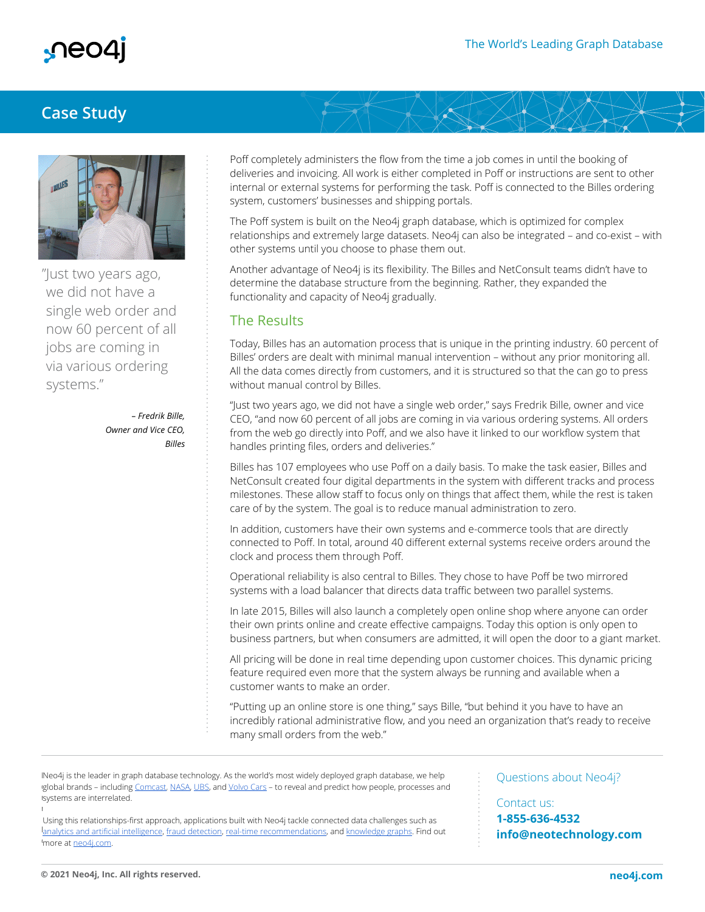## Case Study

"Just two years ago, we did not have a single web order and now 60 percent of all jobs are coming in via various ordering systems."

*– Fredrik Bille, Owner and Vice CEO, Billes*

Poff completely administers the flow from the time a job comes in until the booking of deliveries and invoicing. All work is either completed in Poff or instructions are sent to other internal or external systems for performing the task. Poff is connected to the Billes ordering system, customers' businesses and shipping portals.

The Poff system is built on the Neo4j graph database, which is optimized for complex relationships and extremely large datasets. Neo4j can also be integrated – and co-exist – with other systems until you choose to phase them out.

Another advantage of Neo4j is its flexibility. The Billes and NetConsult teams didn't have to determine the database structure from the beginning. Rather, they expanded the functionality and capacity of Neo4j gradually.

### The Results

Today, Billes has an automation process that is unique in the printing industry. 60 percent of Billes' orders are dealt with minimal manual intervention – without any prior monitoring all. All the data comes directly from customers, and it is structured so that the can go to press without manual control by Billes.

"Just two years ago, we did not have a single web order," says Fredrik Bille, owner and vice CEO, "and now 60 percent of all jobs are coming in via various ordering systems. All orders from the web go directly into Poff, and we also have it linked to our workflow system that handles printing files, orders and deliveries."

Billes has 107 employees who use Poff on a daily basis. To make the task easier, Billes and NetConsult created four digital departments in the system with different tracks and process milestones. These allow staff to focus only on things that affect them, while the rest is taken care of by the system. The goal is to reduce manual administration to zero.

In addition, customers have their own systems and e-commerce tools that are directly connected to Poff. In total, around 40 different external systems receive orders around the clock and process them through Poff.

Operational reliability is also central to Billes. They chose to have Poff be two mirrored systems with a load balancer that directs data traffic between two parallel systems.

In late 2015, Billes will also launch a completely open online shop where anyone can order their own prints online and create effective campaigns. Today this option is only open to business partners, but when consumers are admitted, it will open the door to a giant market.

All pricing will be done in real time depending upon customer choices. This dynamic pricing feature required even more that the system always be running and available when a customer wants to make an order.

"Putting up an online store is one thing," says Bille, "but behind it you have to have an incredibly rational administrative flow, and you need an organization that's ready to receive many small orders from the web."

---

Neo4j is the leader in graph database technology. As the world's most widely deployed graph database, we help global brands – including Comcast, NASA, UBS, and Volvo Cars – to reveal and predict how people, processes and systems are interrelated.

Using this relationships-first approach, applications built with Neo4j tackle connected data challenges such as analytics and artificial intelligence, fraud detection, real-time recommendations, and knowledge graphs. Find out more at neo4j.com.

Questions about Neo4j?

Contact us:
**1-855-636-4532**
**info@neotechnology.com**

**© 2021 Neo4j, Inc. All rights reserved.**